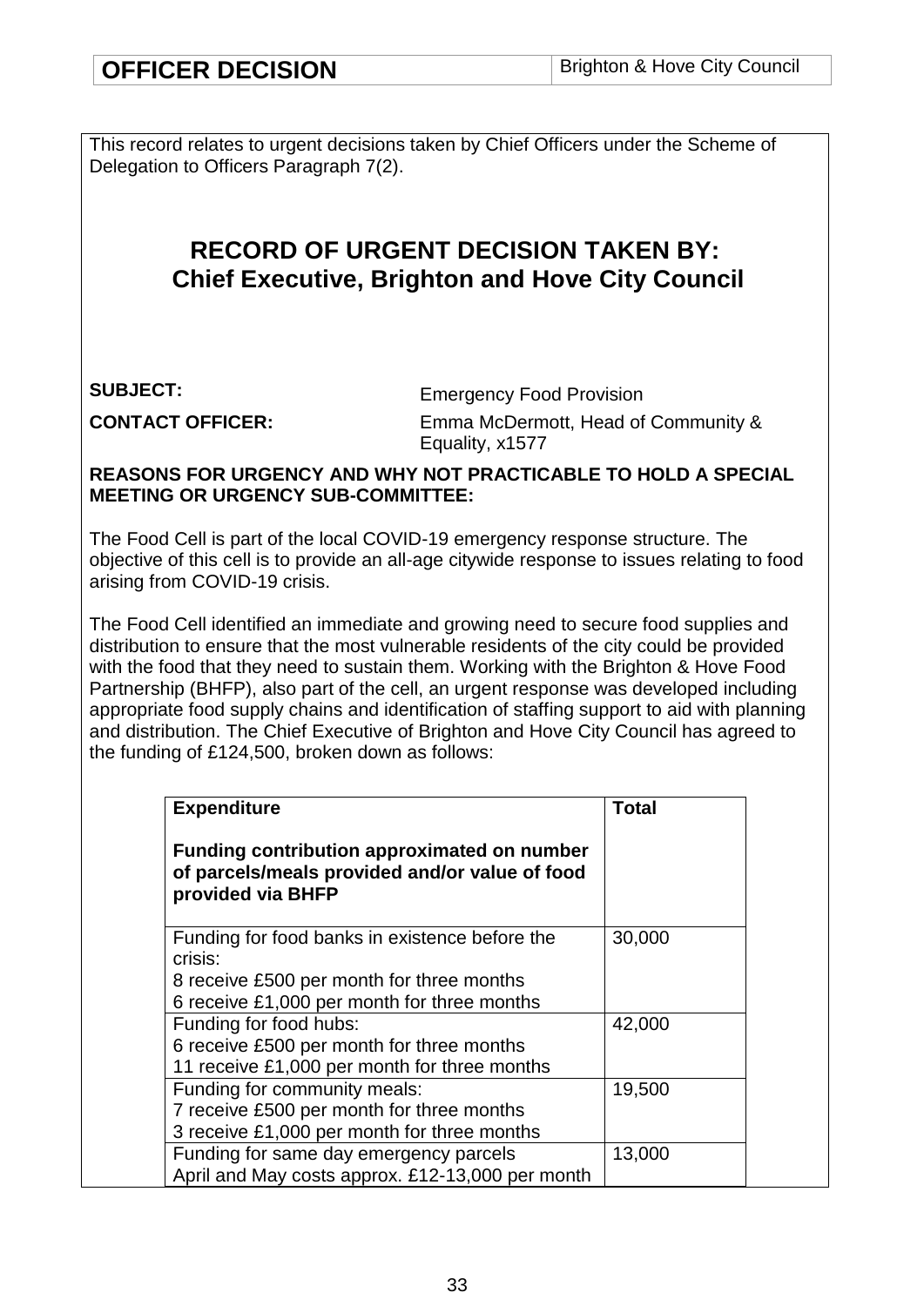| **OFFICER DECISION** | Brighton & Hove City Council |
| --- | --- |

This record relates to urgent decisions taken by Chief Officers under the Scheme of Delegation to Officers Paragraph 7(2).

# RECORD OF URGENT DECISION TAKEN BY: Chief Executive, Brighton and Hove City Council

**SUBJECT:** Emergency Food Provision

**CONTACT OFFICER:** Emma McDermott, Head of Community & Equality, x1577

**REASONS FOR URGENCY AND WHY NOT PRACTICABLE TO HOLD A SPECIAL MEETING OR URGENCY SUB-COMMITTEE:**

The Food Cell is part of the local COVID-19 emergency response structure. The objective of this cell is to provide an all-age citywide response to issues relating to food arising from COVID-19 crisis.

The Food Cell identified an immediate and growing need to secure food supplies and distribution to ensure that the most vulnerable residents of the city could be provided with the food that they need to sustain them. Working with the Brighton & Hove Food Partnership (BHFP), also part of the cell, an urgent response was developed including appropriate food supply chains and identification of staffing support to aid with planning and distribution. The Chief Executive of Brighton and Hove City Council has agreed to the funding of £124,500, broken down as follows:

| **Expenditure**<br><br>**Funding contribution approximated on number of parcels/meals provided and/or value of food provided via BHFP** | **Total** |
| --- | --- |
| Funding for food banks in existence before the crisis:<br>8 receive £500 per month for three months<br>6 receive £1,000 per month for three months | 30,000 |
| Funding for food hubs:<br>6 receive £500 per month for three months<br>11 receive £1,000 per month for three months | 42,000 |
| Funding for community meals:<br>7 receive £500 per month for three months<br>3 receive £1,000 per month for three months | 19,500 |
| Funding for same day emergency parcels<br>April and May costs approx. £12-13,000 per month | 13,000 |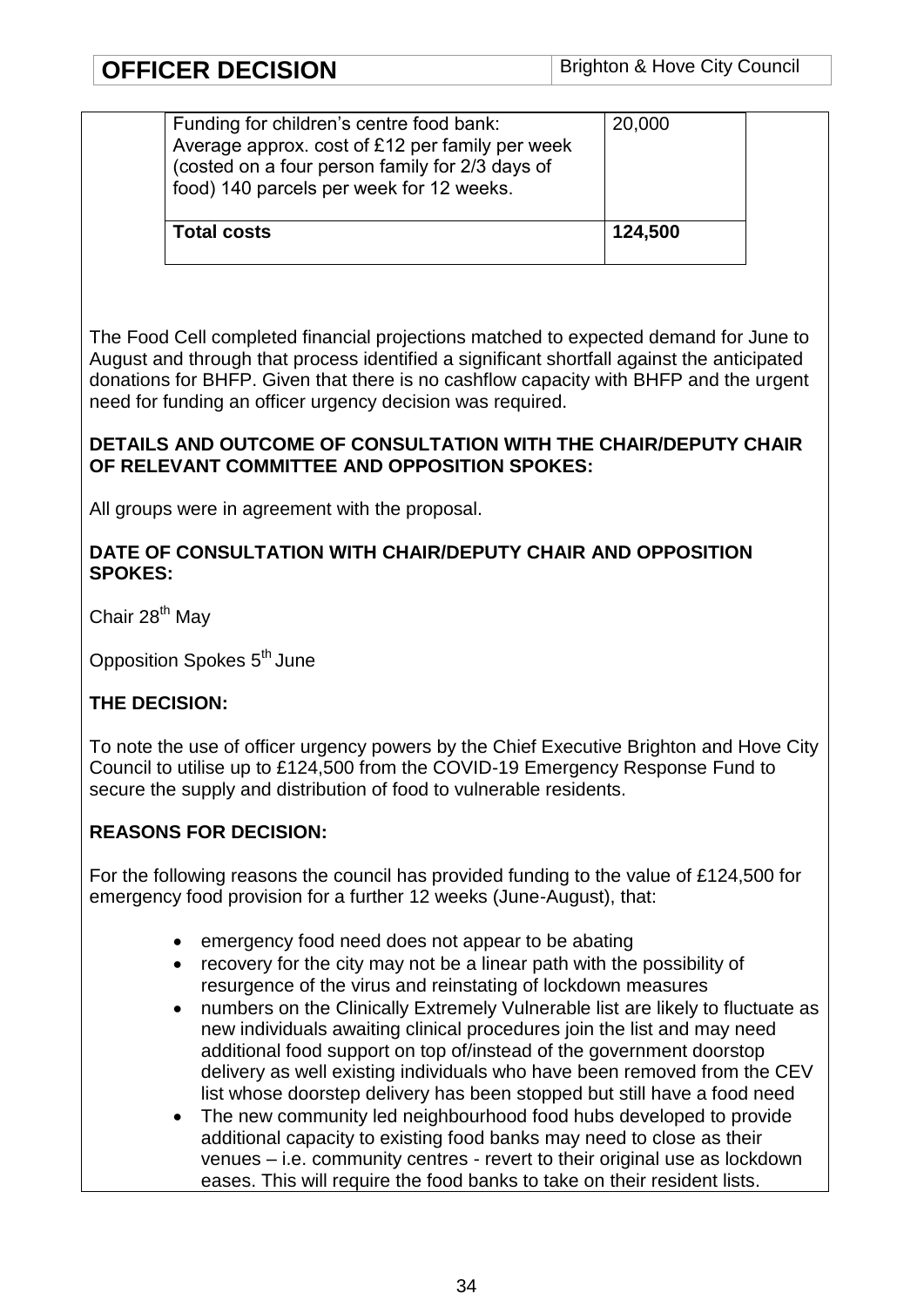| Funding for children's centre food bank: Average approx. cost of £12 per family per week (costed on a four person family for 2/3 days of food) 140 parcels per week for 12 weeks. | 20,000 |
|---|---|
| **Total costs** | **124,500** |

The Food Cell completed financial projections matched to expected demand for June to August and through that process identified a significant shortfall against the anticipated donations for BHFP. Given that there is no cashflow capacity with BHFP and the urgent need for funding an officer urgency decision was required.

**DETAILS AND OUTCOME OF CONSULTATION WITH THE CHAIR/DEPUTY CHAIR OF RELEVANT COMMITTEE AND OPPOSITION SPOKES:**

All groups were in agreement with the proposal.

**DATE OF CONSULTATION WITH CHAIR/DEPUTY CHAIR AND OPPOSITION SPOKES:**

Chair 28th May

Opposition Spokes 5th June

**THE DECISION:**

To note the use of officer urgency powers by the Chief Executive Brighton and Hove City Council to utilise up to £124,500 from the COVID-19 Emergency Response Fund to secure the supply and distribution of food to vulnerable residents.

**REASONS FOR DECISION:**

For the following reasons the council has provided funding to the value of £124,500 for emergency food provision for a further 12 weeks (June-August), that:

- emergency food need does not appear to be abating
- recovery for the city may not be a linear path with the possibility of resurgence of the virus and reinstating of lockdown measures
- numbers on the Clinically Extremely Vulnerable list are likely to fluctuate as new individuals awaiting clinical procedures join the list and may need additional food support on top of/instead of the government doorstop delivery as well existing individuals who have been removed from the CEV list whose doorstep delivery has been stopped but still have a food need
- The new community led neighbourhood food hubs developed to provide additional capacity to existing food banks may need to close as their venues – i.e. community centres - revert to their original use as lockdown eases. This will require the food banks to take on their resident lists.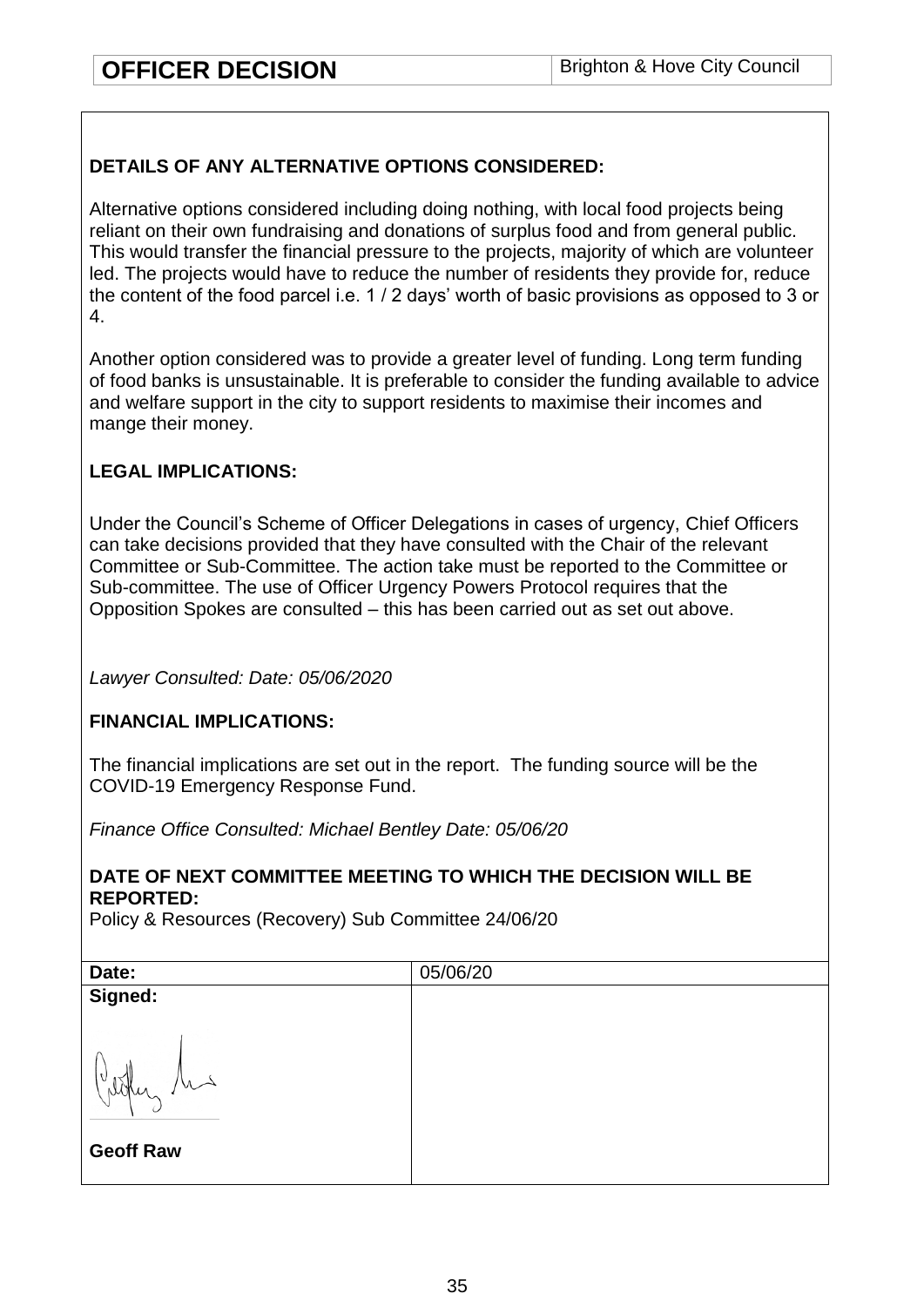| OFFICER DECISION | Brighton & Hove City Council |
| --- | --- |

**DETAILS OF ANY ALTERNATIVE OPTIONS CONSIDERED:**

Alternative options considered including doing nothing, with local food projects being reliant on their own fundraising and donations of surplus food and from general public. This would transfer the financial pressure to the projects, majority of which are volunteer led. The projects would have to reduce the number of residents they provide for, reduce the content of the food parcel i.e. 1 / 2 days' worth of basic provisions as opposed to 3 or 4.

Another option considered was to provide a greater level of funding. Long term funding of food banks is unsustainable. It is preferable to consider the funding available to advice and welfare support in the city to support residents to maximise their incomes and mange their money.

**LEGAL IMPLICATIONS:**

Under the Council's Scheme of Officer Delegations in cases of urgency, Chief Officers can take decisions provided that they have consulted with the Chair of the relevant Committee or Sub-Committee. The action take must be reported to the Committee or Sub-committee. The use of Officer Urgency Powers Protocol requires that the Opposition Spokes are consulted – this has been carried out as set out above.

*Lawyer Consulted: Date: 05/06/2020*

**FINANCIAL IMPLICATIONS:**

The financial implications are set out in the report. The funding source will be the COVID-19 Emergency Response Fund.

*Finance Office Consulted: Michael Bentley Date: 05/06/20*

**DATE OF NEXT COMMITTEE MEETING TO WHICH THE DECISION WILL BE REPORTED:**
Policy & Resources (Recovery) Sub Committee 24/06/20

| **Date:** | 05/06/20 |
| --- | --- |
| **Signed:**<br><br>**Geoff Raw** | |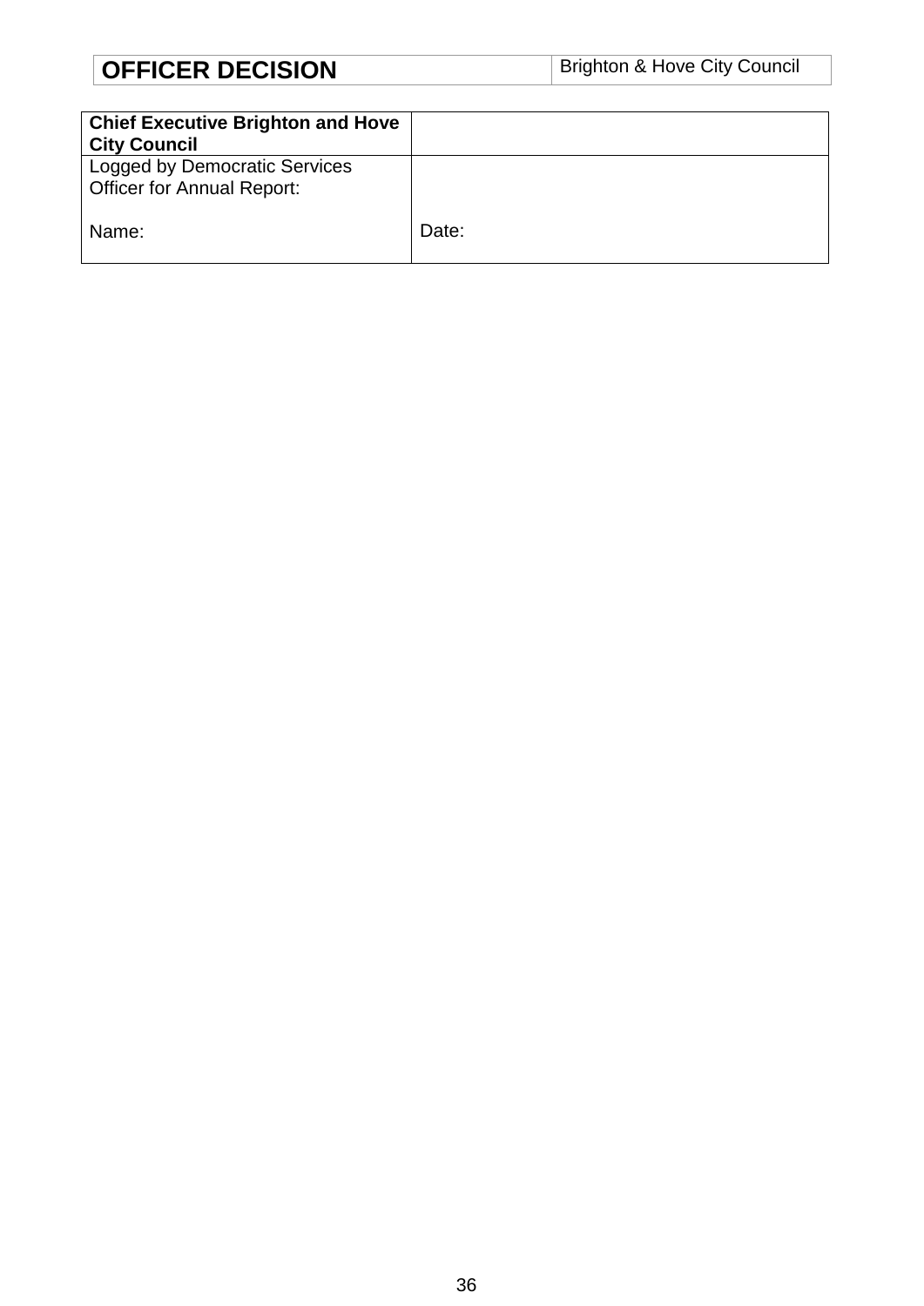| OFFICER DECISION | Brighton & Hove City Council |
|---|---|

| | |
|---|---|
| **Chief Executive Brighton and Hove City Council** | |
| Logged by Democratic Services Officer for Annual Report:<br><br>Name: | Date: |